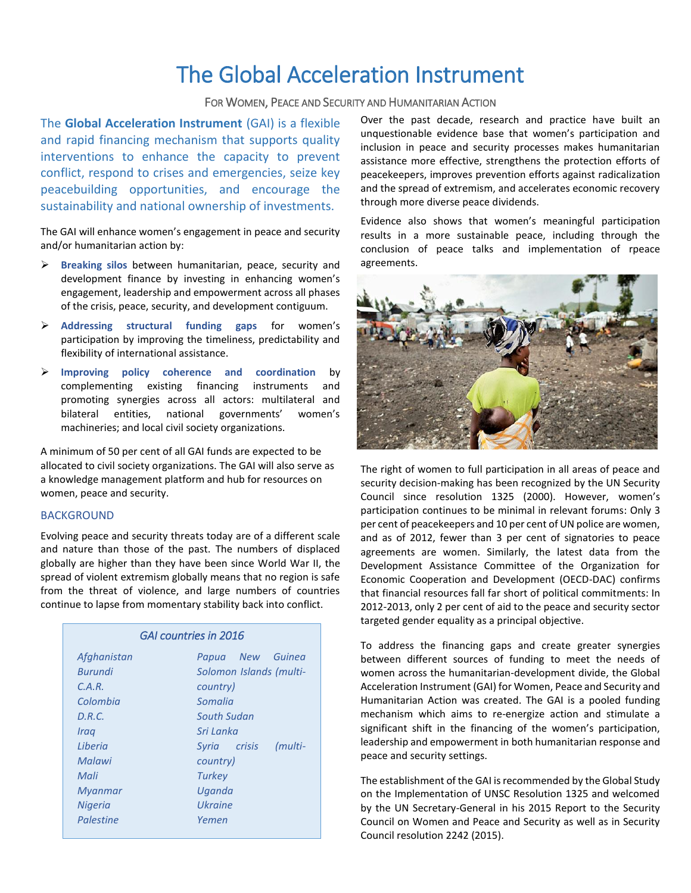# The Global Acceleration Instrument

FOR WOMEN, PEACE AND SECURITY AND HUMANITARIAN ACTION

The **Global Acceleration Instrument** (GAI) is a flexible and rapid financing mechanism that supports quality interventions to enhance the capacity to prevent conflict, respond to crises and emergencies, seize key peacebuilding opportunities, and encourage the sustainability and national ownership of investments.

The GAI will enhance women's engagement in peace and security and/or humanitarian action by:

- **Breaking silos** between humanitarian, peace, security and development finance by investing in enhancing women's engagement, leadership and empowerment across all phases of the crisis, peace, security, and development contiguum.
- **Addressing structural funding gaps** for women's participation by improving the timeliness, predictability and flexibility of international assistance.
- **Improving policy coherence and coordination** by complementing existing financing instruments and promoting synergies across all actors: multilateral and bilateral entities, national governments' women's machineries; and local civil society organizations.

A minimum of 50 per cent of all GAI funds are expected to be allocated to civil society organizations. The GAI will also serve as a knowledge management platform and hub for resources on women, peace and security.

## BACKGROUND

Evolving peace and security threats today are of a different scale and nature than those of the past. The numbers of displaced globally are higher than they have been since World War II, the spread of violent extremism globally means that no region is safe from the threat of violence, and large numbers of countries continue to lapse from momentary stability back into conflict.

*GAI countries in 2016*

| | |
|---|---|
| *Afghanistan* | *Papua New Guinea* |
| *Burundi* | *Solomon Islands (multi-country)* |
| *C.A.R.* | *Somalia* |
| *Colombia* | *South Sudan* |
| *D.R.C.* | *Sri Lanka* |
| *Iraq* | *Syria crisis (multi-country)* |
| *Liberia* | *Turkey* |
| *Malawi* | *Uganda* |
| *Mali* | *Ukraine* |
| *Myanmar* | *Yemen* |
| *Nigeria* | |
| *Palestine* | |

Over the past decade, research and practice have built an unquestionable evidence base that women's participation and inclusion in peace and security processes makes humanitarian assistance more effective, strengthens the protection efforts of peacekeepers, improves prevention efforts against radicalization and the spread of extremism, and accelerates economic recovery through more diverse peace dividends.

Evidence also shows that women's meaningful participation results in a more sustainable peace, including through the conclusion of peace talks and implementation of rpeace agreements.

The right of women to full participation in all areas of peace and security decision-making has been recognized by the UN Security Council since resolution 1325 (2000). However, women's participation continues to be minimal in relevant forums: Only 3 per cent of peacekeepers and 10 per cent of UN police are women, and as of 2012, fewer than 3 per cent of signatories to peace agreements are women. Similarly, the latest data from the Development Assistance Committee of the Organization for Economic Cooperation and Development (OECD-DAC) confirms that financial resources fall far short of political commitments: In 2012-2013, only 2 per cent of aid to the peace and security sector targeted gender equality as a principal objective.

To address the financing gaps and create greater synergies between different sources of funding to meet the needs of women across the humanitarian-development divide, the Global Acceleration Instrument (GAI) for Women, Peace and Security and Humanitarian Action was created. The GAI is a pooled funding mechanism which aims to re-energize action and stimulate a significant shift in the financing of the women's participation, leadership and empowerment in both humanitarian response and peace and security settings.

The establishment of the GAI is recommended by the Global Study on the Implementation of UNSC Resolution 1325 and welcomed by the UN Secretary-General in his 2015 Report to the Security Council on Women and Peace and Security as well as in Security Council resolution 2242 (2015).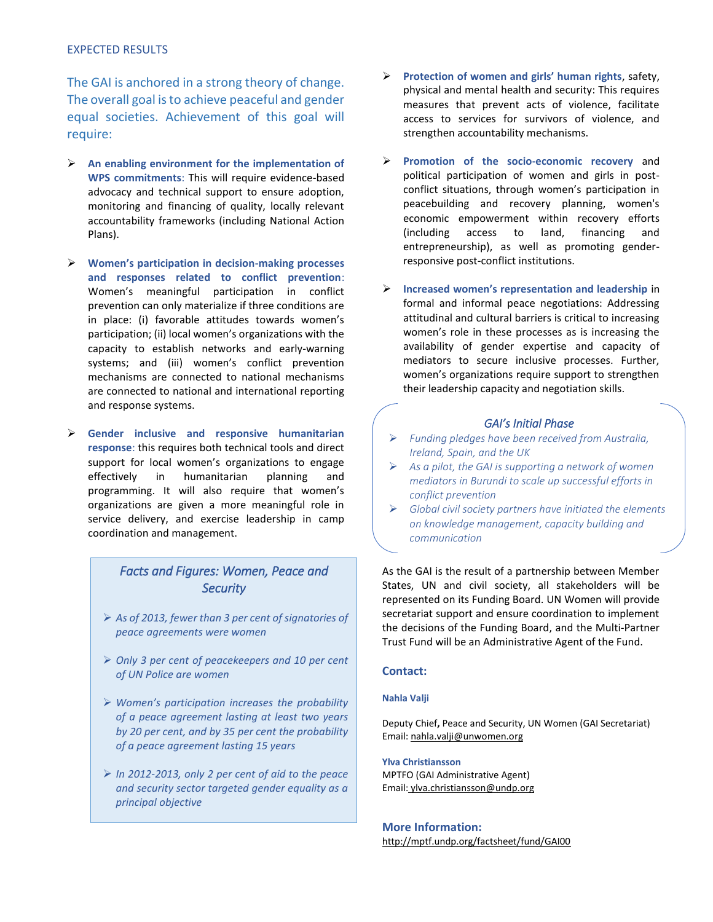## EXPECTED RESULTS

The GAI is anchored in a strong theory of change. The overall goal is to achieve peaceful and gender equal societies. Achievement of this goal will require:

- **An enabling environment for the implementation of WPS commitments**: This will require evidence-based advocacy and technical support to ensure adoption, monitoring and financing of quality, locally relevant accountability frameworks (including National Action Plans).

- **Women's participation in decision-making processes and responses related to conflict prevention**: Women's meaningful participation in conflict prevention can only materialize if three conditions are in place: (i) favorable attitudes towards women's participation; (ii) local women's organizations with the capacity to establish networks and early-warning systems; and (iii) women's conflict prevention mechanisms are connected to national mechanisms are connected to national and international reporting and response systems.

- **Gender inclusive and responsive humanitarian response**: this requires both technical tools and direct support for local women's organizations to engage effectively in humanitarian planning and programming. It will also require that women's organizations are given a more meaningful role in service delivery, and exercise leadership in camp coordination and management.

### *Facts and Figures: Women, Peace and Security*

- *As of 2013, fewer than 3 per cent of signatories of peace agreements were women*
- *Only 3 per cent of peacekeepers and 10 per cent of UN Police are women*
- *Women's participation increases the probability of a peace agreement lasting at least two years by 20 per cent, and by 35 per cent the probability of a peace agreement lasting 15 years*
- *In 2012-2013, only 2 per cent of aid to the peace and security sector targeted gender equality as a principal objective*

- **Protection of women and girls' human rights**, safety, physical and mental health and security: This requires measures that prevent acts of violence, facilitate access to services for survivors of violence, and strengthen accountability mechanisms.

- **Promotion of the socio-economic recovery** and political participation of women and girls in post-conflict situations, through women's participation in peacebuilding and recovery planning, women's economic empowerment within recovery efforts (including access to land, financing and entrepreneurship), as well as promoting gender-responsive post-conflict institutions.

- **Increased women's representation and leadership** in formal and informal peace negotiations: Addressing attitudinal and cultural barriers is critical to increasing women's role in these processes as is increasing the availability of gender expertise and capacity of mediators to secure inclusive processes. Further, women's organizations require support to strengthen their leadership capacity and negotiation skills.

### *GAI's Initial Phase*

- *Funding pledges have been received from Australia, Ireland, Spain, and the UK*
- *As a pilot, the GAI is supporting a network of women mediators in Burundi to scale up successful efforts in conflict prevention*
- *Global civil society partners have initiated the elements on knowledge management, capacity building and communication*

As the GAI is the result of a partnership between Member States, UN and civil society, all stakeholders will be represented on its Funding Board. UN Women will provide secretariat support and ensure coordination to implement the decisions of the Funding Board, and the Multi-Partner Trust Fund will be an Administrative Agent of the Fund.

### Contact:

**Nahla Valji**

Deputy Chief, Peace and Security, UN Women (GAI Secretariat)
Email: nahla.valji@unwomen.org

**Ylva Christiansson**

MPTFO (GAI Administrative Agent)
Email: ylva.christiansson@undp.org

### More Information:

http://mptf.undp.org/factsheet/fund/GAI00